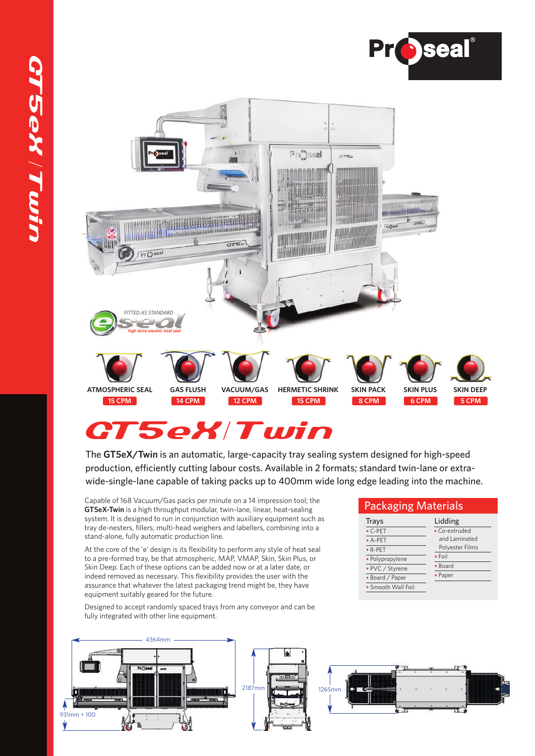# GT5eX/Twin

FITTED AS STANDARD eseal high force electric heat seal

| ATMOSPHERIC SEAL | GAS FLUSH | VACUUM/GAS | HERMETIC SHRINK | SKIN PACK | SKIN PLUS | SKIN DEEP |
|---|---|---|---|---|---|---|
| 15 CPM | 14 CPM | 12 CPM | 15 CPM | 8 CPM | 6 CPM | 5 CPM |

## GT5eX/Twin

The **GT5eX/Twin** is an automatic, large-capacity tray sealing system designed for high-speed production, efficiently cutting labour costs. Available in 2 formats; standard twin-lane or extra-wide-single-lane capable of taking packs up to 400mm wide long edge leading into the machine.

Capable of 168 Vacuum/Gas packs per minute on a 14 impression tool; the **GT5eX-Twin** is a high throughput modular, twin-lane, linear, heat-sealing system. It is designed to run in conjunction with auxiliary equipment such as tray de-nesters, fillers, multi-head weighers and labellers, combining into a stand-alone, fully automatic production line.

At the core of the 'e' design is its flexibility to perform any style of heat seal to a pre-formed tray, be that atmospheric, MAP, VMAP, Skin, Skin Plus, or Skin Deep. Each of these options can be added now or at a later date, or indeed removed as necessary. This flexibility provides the user with the assurance that whatever the latest packaging trend might be, they have equipment suitably geared for the future.

Designed to accept randomly spaced trays from any conveyor and can be fully integrated with other line equipment.

## Packaging Materials

| Trays | Lidding |
|---|---|
| C-PET | Co-extruded and Laminated Polyester Films |
| A-PET | Foil |
| R-PET | Board |
| Polypropylene | Paper |
| PVC / Styrene | |
| Board / Paper | |
| Smooth Wall Foil | |

4364mm

931mm + 100

2187mm

1265mm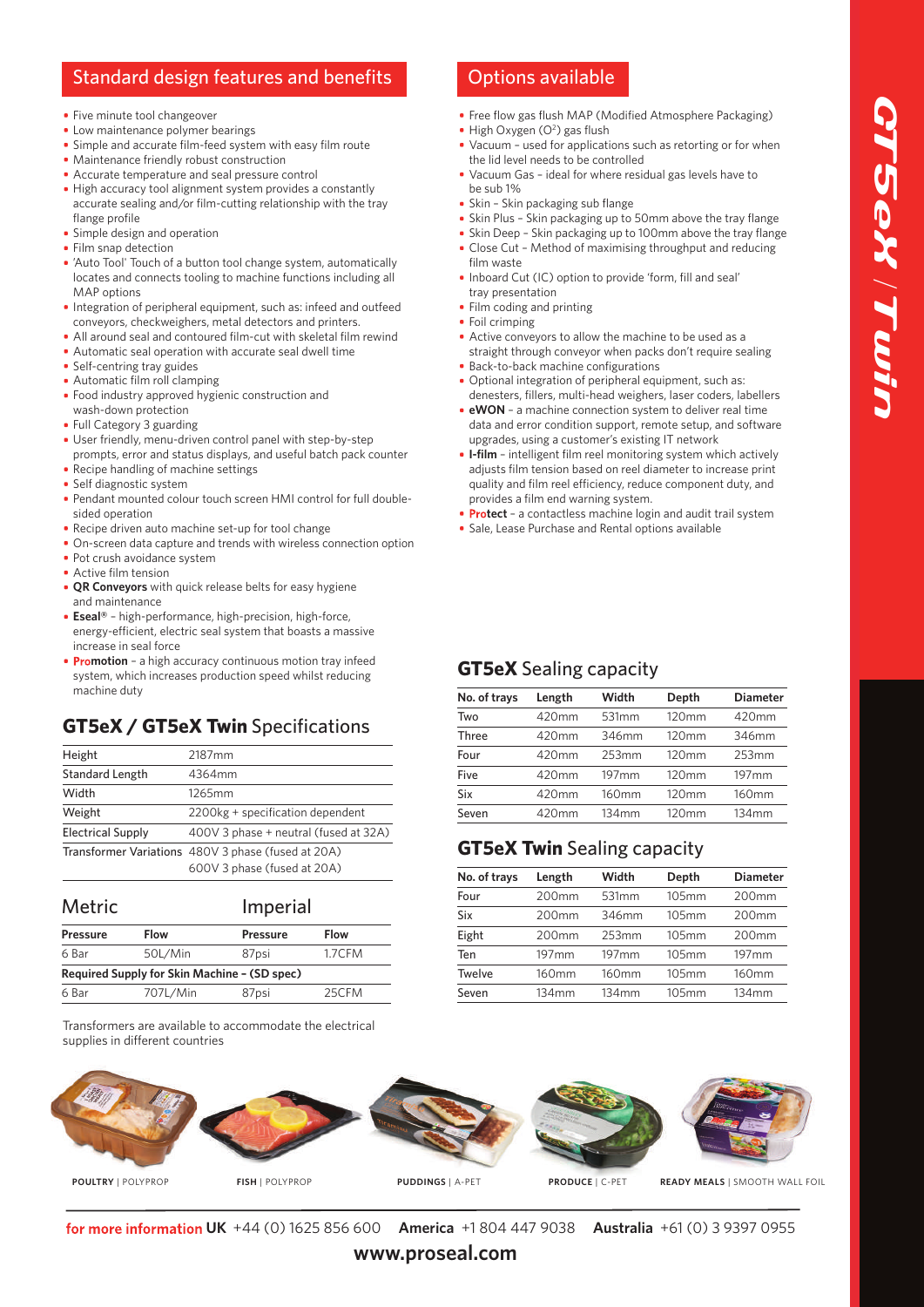## Standard design features and benefits

- Five minute tool changeover
- Low maintenance polymer bearings
- Simple and accurate film-feed system with easy film route
- Maintenance friendly robust construction
- Accurate temperature and seal pressure control
- High accuracy tool alignment system provides a constantly accurate sealing and/or film-cutting relationship with the tray flange profile
- Simple design and operation
- Film snap detection
- 'Auto Tool' Touch of a button tool change system, automatically locates and connects tooling to machine functions including all MAP options
- Integration of peripheral equipment, such as: infeed and outfeed conveyors, checkweighers, metal detectors and printers.
- All around seal and contoured film-cut with skeletal film rewind
- Automatic seal operation with accurate seal dwell time
- Self-centring tray guides
- Automatic film roll clamping
- Food industry approved hygienic construction and wash-down protection
- Full Category 3 guarding
- User friendly, menu-driven control panel with step-by-step prompts, error and status displays, and useful batch pack counter
- Recipe handling of machine settings
- Self diagnostic system
- Pendant mounted colour touch screen HMI control for full double-sided operation
- Recipe driven auto machine set-up for tool change
- On-screen data capture and trends with wireless connection option
- Pot crush avoidance system
- Active film tension
- **QR Conveyors** with quick release belts for easy hygiene and maintenance
- **Eseal®** – high-performance, high-precision, high-force, energy-efficient, electric seal system that boasts a massive increase in seal force
- **Promotion** – a high accuracy continuous motion tray infeed system, which increases production speed whilst reducing machine duty

## Options available

- Free flow gas flush MAP (Modified Atmosphere Packaging)
- High Oxygen ($O^2$) gas flush
- Vacuum – used for applications such as retorting or for when the lid level needs to be controlled
- Vacuum Gas – ideal for where residual gas levels have to be sub 1%
- Skin – Skin packaging sub flange
- Skin Plus – Skin packaging up to 50mm above the tray flange
- Skin Deep – Skin packaging up to 100mm above the tray flange
- Close Cut – Method of maximising throughput and reducing film waste
- Inboard Cut (IC) option to provide 'form, fill and seal' tray presentation
- Film coding and printing
- Foil crimping
- Active conveyors to allow the machine to be used as a straight through conveyor when packs don't require sealing
- Back-to-back machine configurations
- Optional integration of peripheral equipment, such as: denesters, fillers, multi-head weighers, laser coders, labellers
- **eWON** – a machine connection system to deliver real time data and error condition support, remote setup, and software upgrades, using a customer's existing IT network
- **I-film** – intelligent film reel monitoring system which actively adjusts film tension based on reel diameter to increase print quality and film reel efficiency, reduce component duty, and provides a film end warning system.
- **Protect** – a contactless machine login and audit trail system
- Sale, Lease Purchase and Rental options available

## GT5eX / GT5eX Twin Specifications

| | |
|---|---|
| Height | 2187mm |
| Standard Length | 4364mm |
| Width | 1265mm |
| Weight | 2200kg + specification dependent |
| Electrical Supply | 400V 3 phase + neutral (fused at 32A) |
| Transformer Variations | 480V 3 phase (fused at 20A)<br>600V 3 phase (fused at 20A) |

| Metric | | Imperial | |
|---|---|---|---|
| **Pressure** | **Flow** | **Pressure** | **Flow** |
| 6 Bar | 50L/Min | 87psi | 1.7CFM |
| **Required Supply for Skin Machine – (SD spec)** | | | |
| 6 Bar | 707L/Min | 87psi | 25CFM |

Transformers are available to accommodate the electrical supplies in different countries

## GT5eX Sealing capacity

| No. of trays | Length | Width | Depth | Diameter |
|---|---|---|---|---|
| Two | 420mm | 531mm | 120mm | 420mm |
| Three | 420mm | 346mm | 120mm | 346mm |
| Four | 420mm | 253mm | 120mm | 253mm |
| Five | 420mm | 197mm | 120mm | 197mm |
| Six | 420mm | 160mm | 120mm | 160mm |
| Seven | 420mm | 134mm | 120mm | 134mm |

## GT5eX Twin Sealing capacity

| No. of trays | Length | Width | Depth | Diameter |
|---|---|---|---|---|
| Four | 200mm | 531mm | 105mm | 200mm |
| Six | 200mm | 346mm | 105mm | 200mm |
| Eight | 200mm | 253mm | 105mm | 200mm |
| Ten | 197mm | 197mm | 105mm | 197mm |
| Twelve | 160mm | 160mm | 105mm | 160mm |
| Seven | 134mm | 134mm | 105mm | 134mm |

**POULTRY** | POLYPROP

**FISH** | POLYPROP

**PUDDINGS** | A-PET

**PRODUCE** | C-PET

**READY MEALS** | SMOOTH WALL FOIL

**for more information UK** +44 (0) 1625 856 600 **America** +1 804 447 9038 **Australia** +61 (0) 3 9397 0955

**www.proseal.com**